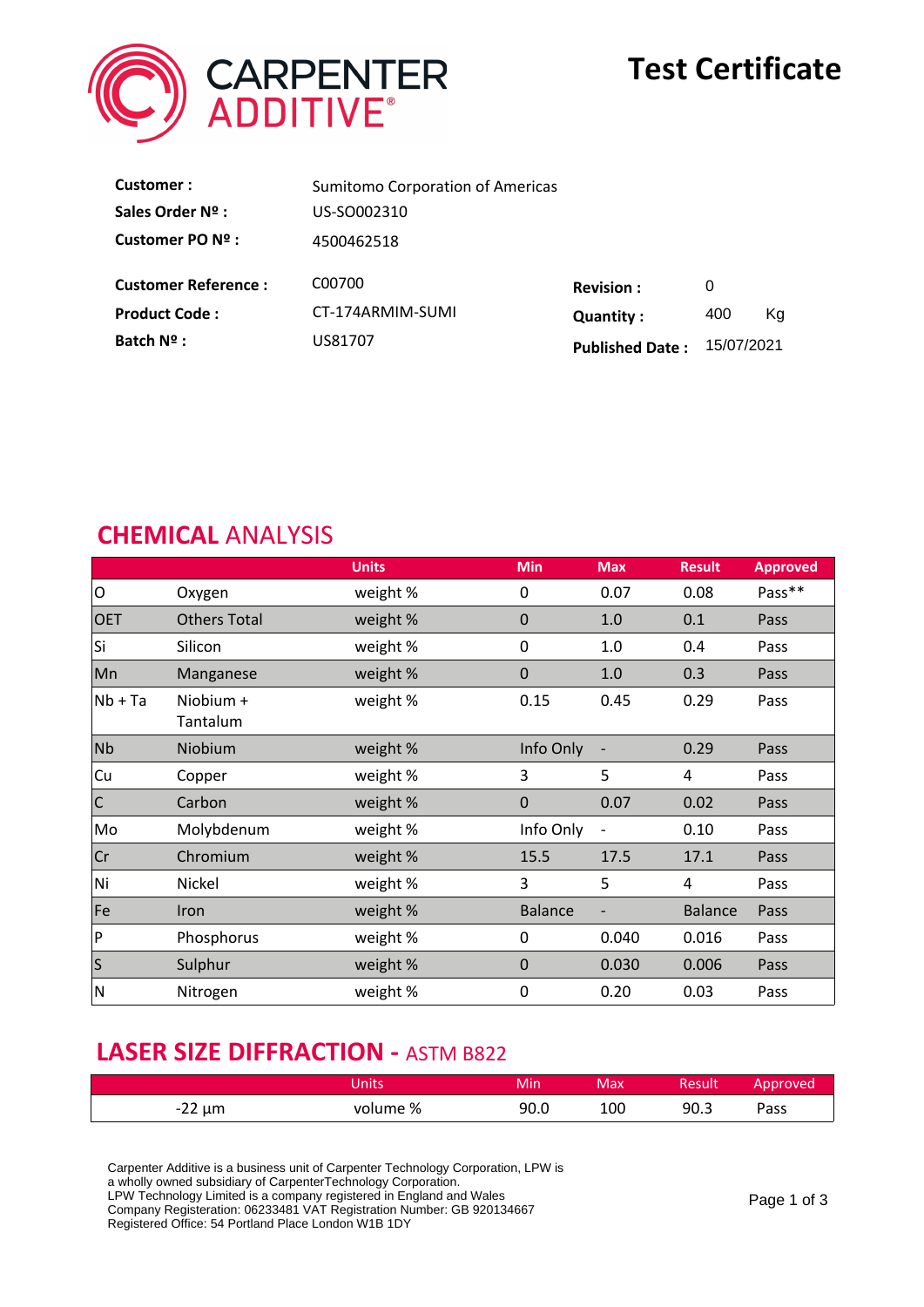CARPENTER ADDITIVE®

# Test Certificate

| | |
|---|---|
| **Customer :** | Sumitomo Corporation of Americas |
| **Sales Order Nº :** | US-SO002310 |
| **Customer PO Nº :** | 4500462518 |

| | | | |
|---|---|---|---|
| **Customer Reference :** | C00700 | **Revision :** | 0 |
| **Product Code :** | CT-174ARMIM-SUMI | **Quantity :** | 400 Kg |
| **Batch Nº :** | US81707 | **Published Date :** | 15/07/2021 |

## CHEMICAL ANALYSIS

| | | Units | Min | Max | Result | Approved |
|---|---|---|---|---|---|---|
| O | Oxygen | weight % | 0 | 0.07 | 0.08 | Pass** |
| OET | Others Total | weight % | 0 | 1.0 | 0.1 | Pass |
| Si | Silicon | weight % | 0 | 1.0 | 0.4 | Pass |
| Mn | Manganese | weight % | 0 | 1.0 | 0.3 | Pass |
| Nb + Ta | Niobium + Tantalum | weight % | 0.15 | 0.45 | 0.29 | Pass |
| Nb | Niobium | weight % | Info Only | - | 0.29 | Pass |
| Cu | Copper | weight % | 3 | 5 | 4 | Pass |
| C | Carbon | weight % | 0 | 0.07 | 0.02 | Pass |
| Mo | Molybdenum | weight % | Info Only | - | 0.10 | Pass |
| Cr | Chromium | weight % | 15.5 | 17.5 | 17.1 | Pass |
| Ni | Nickel | weight % | 3 | 5 | 4 | Pass |
| Fe | Iron | weight % | Balance | - | Balance | Pass |
| P | Phosphorus | weight % | 0 | 0.040 | 0.016 | Pass |
| S | Sulphur | weight % | 0 | 0.030 | 0.006 | Pass |
| N | Nitrogen | weight % | 0 | 0.20 | 0.03 | Pass |

## LASER SIZE DIFFRACTION - ASTM B822

| | Units | Min | Max | Result | Approved |
|---|---|---|---|---|---|
| -22 µm | volume % | 90.0 | 100 | 90.3 | Pass |

Carpenter Additive is a business unit of Carpenter Technology Corporation, LPW is a wholly owned subsidiary of CarpenterTechnology Corporation.
LPW Technology Limited is a company registered in England and Wales
Company Registeration: 06233481 VAT Registration Number: GB 920134667
Registered Office: 54 Portland Place London W1B 1DY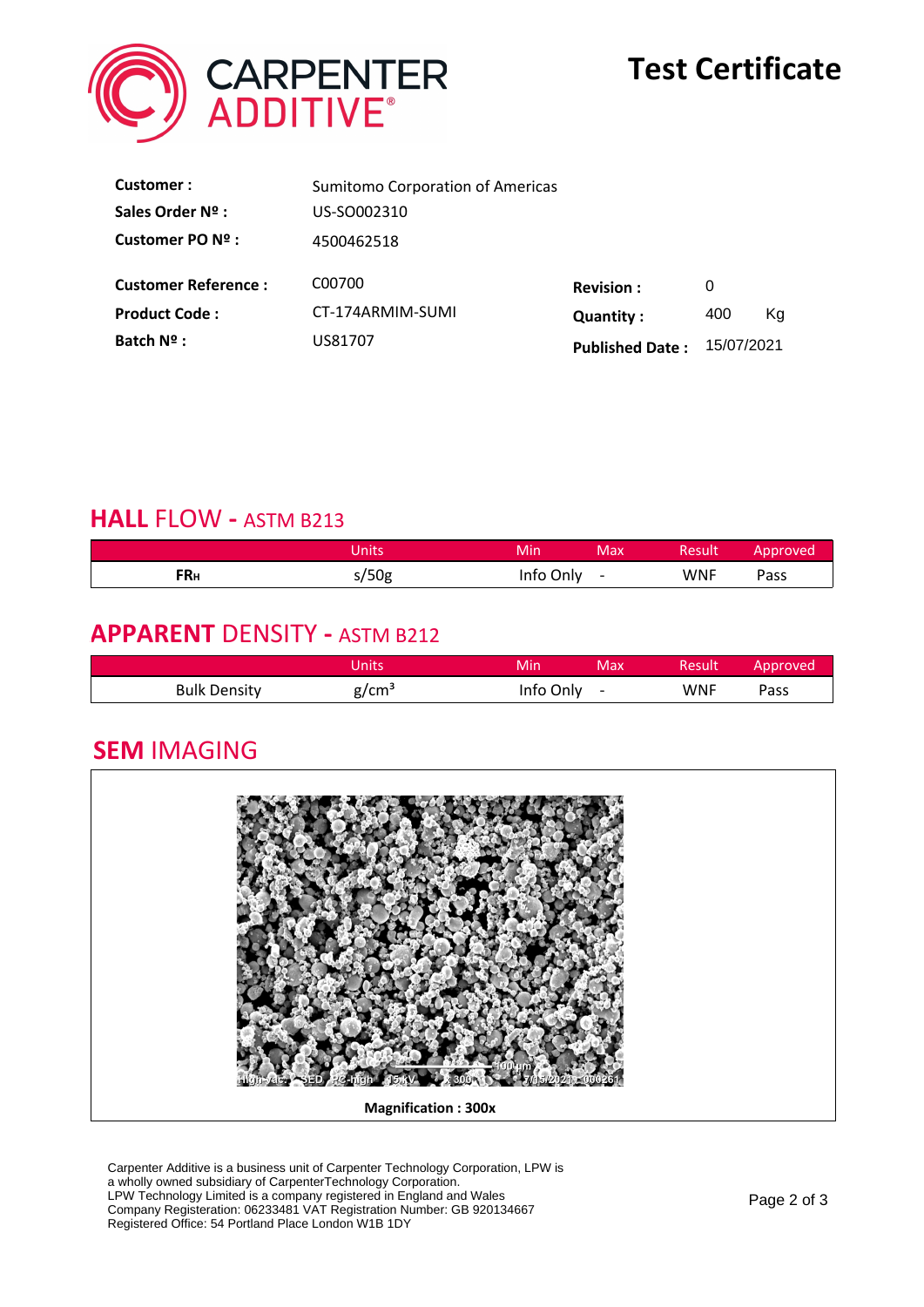# Test Certificate

CARPENTER ADDITIVE®

| | | | |
|---|---|---|---|
| **Customer :** | Sumitomo Corporation of Americas | | |
| **Sales Order Nº :** | US-SO002310 | | |
| **Customer PO Nº :** | 4500462518 | | |
| **Customer Reference :** | C00700 | **Revision :** | 0 |
| **Product Code :** | CT-174ARMIM-SUMI | **Quantity :** | 400 Kg |
| **Batch Nº :** | US81707 | **Published Date :** | 15/07/2021 |

## HALL FLOW - ASTM B213

| | Units | Min | Max | Result | Approved |
|---|---|---|---|---|---|
| **$FR_H$** | s/50g | Info Only | - | WNF | Pass |

## APPARENT DENSITY - ASTM B212

| | Units | Min | Max | Result | Approved |
|---|---|---|---|---|---|
| Bulk Density | g/cm³ | Info Only | - | WNF | Pass |

## SEM IMAGING

**Magnification : 300x**

Carpenter Additive is a business unit of Carpenter Technology Corporation, LPW is a wholly owned subsidiary of CarpenterTechnology Corporation.
LPW Technology Limited is a company registered in England and Wales
Company Registeration: 06233481 VAT Registration Number: GB 920134667
Registered Office: 54 Portland Place London W1B 1DY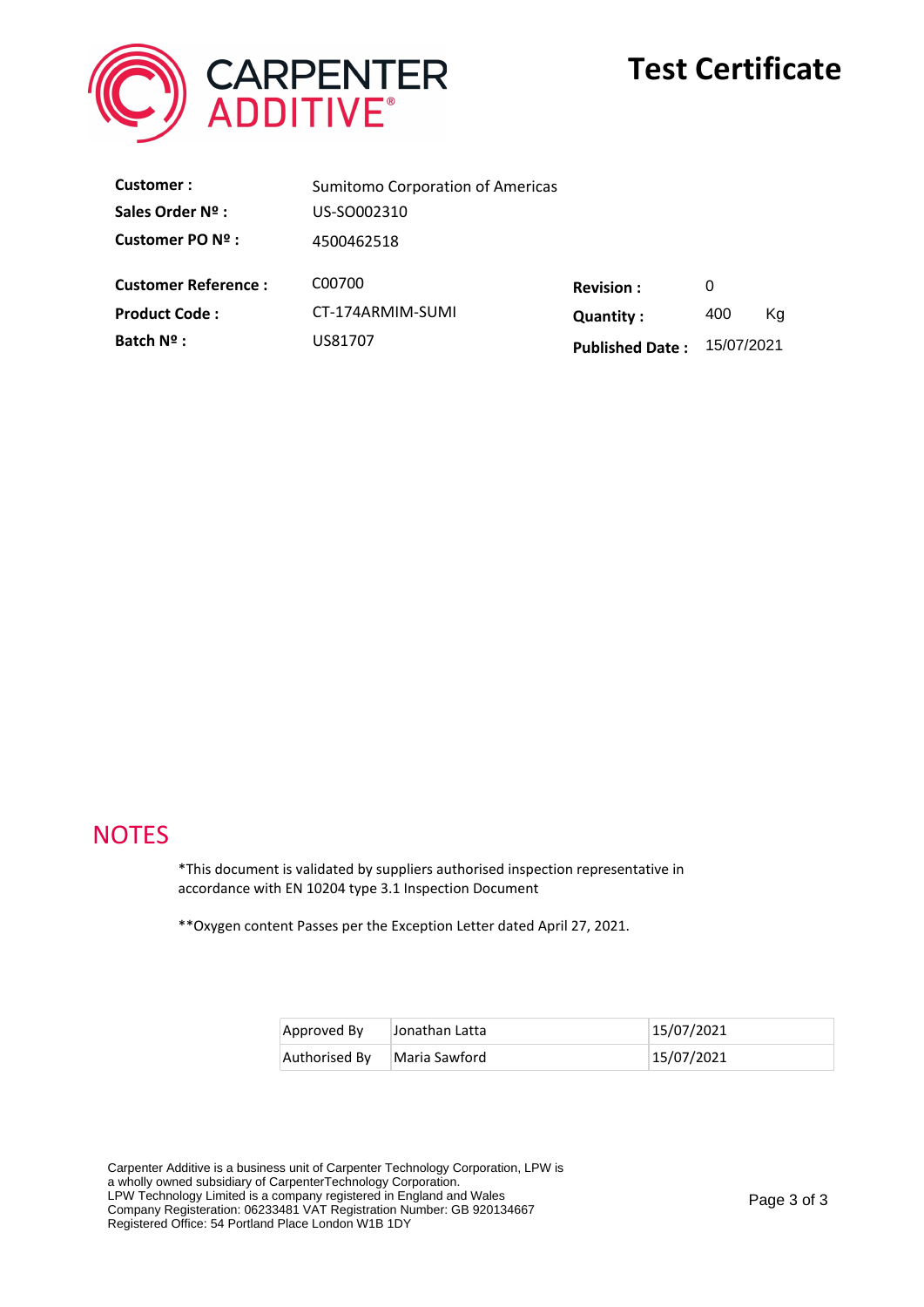# Test Certificate

CARPENTER ADDITIVE®

| | | | |
|---|---|---|---|
| **Customer :** | Sumitomo Corporation of Americas | | |
| **Sales Order Nº :** | US-SO002310 | | |
| **Customer PO Nº :** | 4500462518 | | |
| **Customer Reference :** | C00700 | **Revision :** | 0 |
| **Product Code :** | CT-174ARMIM-SUMI | **Quantity :** | 400 Kg |
| **Batch Nº :** | US81707 | **Published Date :** | 15/07/2021 |

## NOTES

*This document is validated by suppliers authorised inspection representative in accordance with EN 10204 type 3.1 Inspection Document

**Oxygen content Passes per the Exception Letter dated April 27, 2021.

| | | |
|---|---|---|
| Approved By | Jonathan Latta | 15/07/2021 |
| Authorised By | Maria Sawford | 15/07/2021 |

Carpenter Additive is a business unit of Carpenter Technology Corporation, LPW is a wholly owned subsidiary of CarpenterTechnology Corporation.
LPW Technology Limited is a company registered in England and Wales
Company Registeration: 06233481 VAT Registration Number: GB 920134667
Registered Office: 54 Portland Place London W1B 1DY